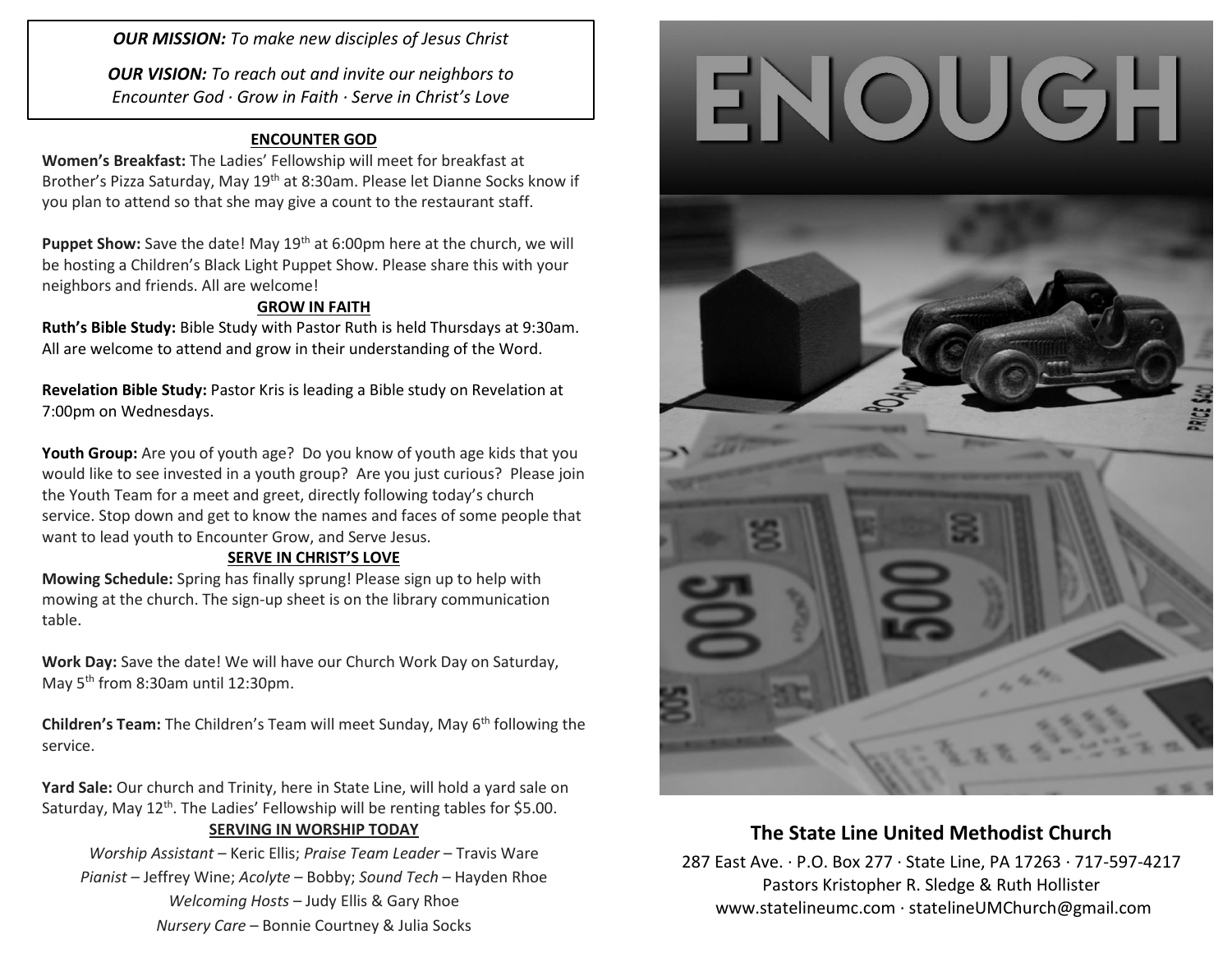*OUR MISSION: To make new disciples of Jesus Christ*

*OUR VISION: To reach out and invite our neighbors to Encounter God · Grow in Faith · Serve in Christ's Love*

## ENCOUNTER GOD

**Women's Breakfast:** The Ladies' Fellowship will meet for breakfast at Brother's Pizza Saturday, May 19th at 8:30am. Please let Dianne Socks know if you plan to attend so that she may give a count to the restaurant staff.

**Puppet Show:** Save the date! May 19th at 6:00pm here at the church, we will be hosting a Children's Black Light Puppet Show. Please share this with your neighbors and friends. All are welcome!

## GROW IN FAITH

**Ruth's Bible Study:** Bible Study with Pastor Ruth is held Thursdays at 9:30am. All are welcome to attend and grow in their understanding of the Word.

**Revelation Bible Study:** Pastor Kris is leading a Bible study on Revelation at 7:00pm on Wednesdays.

**Youth Group:** Are you of youth age? Do you know of youth age kids that you would like to see invested in a youth group? Are you just curious? Please join the Youth Team for a meet and greet, directly following today's church service. Stop down and get to know the names and faces of some people that want to lead youth to Encounter Grow, and Serve Jesus.

## SERVE IN CHRIST'S LOVE

**Mowing Schedule:** Spring has finally sprung! Please sign up to help with mowing at the church. The sign-up sheet is on the library communication table.

**Work Day:** Save the date! We will have our Church Work Day on Saturday, May 5th from 8:30am until 12:30pm.

**Children's Team:** The Children's Team will meet Sunday, May 6th following the service.

**Yard Sale:** Our church and Trinity, here in State Line, will hold a yard sale on Saturday, May 12th. The Ladies' Fellowship will be renting tables for $5.00.

## SERVING IN WORSHIP TODAY

*Worship Assistant* – Keric Ellis; *Praise Team Leader* – Travis Ware
*Pianist* – Jeffrey Wine; *Acolyte* – Bobby; *Sound Tech* – Hayden Rhoe
*Welcoming Hosts* – Judy Ellis & Gary Rhoe
*Nursery Care* – Bonnie Courtney & Julia Socks

# ENOUGH

## The State Line United Methodist Church

287 East Ave. · P.O. Box 277 · State Line, PA 17263 · 717-597-4217
Pastors Kristopher R. Sledge & Ruth Hollister
www.statelineumc.com · statelineUMChurch@gmail.com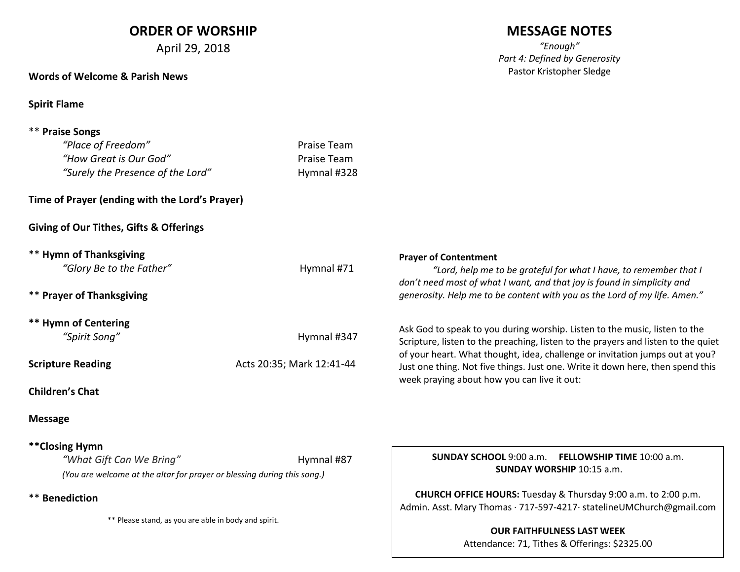## ORDER OF WORSHIP

April 29, 2018

**Words of Welcome & Parish News**

**Spirit Flame**

\*\* **Praise Songs**

*"Place of Freedom"* Praise Team
*"How Great is Our God"* Praise Team
*"Surely the Presence of the Lord"* Hymnal #328

**Time of Prayer (ending with the Lord's Prayer)**

**Giving of Our Tithes, Gifts & Offerings**

\*\* **Hymn of Thanksgiving**

*"Glory Be to the Father"* Hymnal #71

\*\* **Prayer of Thanksgiving**

**\*\* Hymn of Centering**

*"Spirit Song"* Hymnal #347

**Scripture Reading** Acts 20:35; Mark 12:41-44

**Children's Chat**

**Message**

**\*\*Closing Hymn**

*"What Gift Can We Bring"* Hymnal #87

*(You are welcome at the altar for prayer or blessing during this song.)*

\*\* **Benediction**

\*\* Please stand, as you are able in body and spirit.

## MESSAGE NOTES

*"Enough"*
*Part 4: Defined by Generosity*
Pastor Kristopher Sledge

**Prayer of Contentment**

*"Lord, help me to be grateful for what I have, to remember that I don't need most of what I want, and that joy is found in simplicity and generosity. Help me to be content with you as the Lord of my life. Amen."*

Ask God to speak to you during worship. Listen to the music, listen to the Scripture, listen to the preaching, listen to the prayers and listen to the quiet of your heart. What thought, idea, challenge or invitation jumps out at you? Just one thing. Not five things. Just one. Write it down here, then spend this week praying about how you can live it out:

**SUNDAY SCHOOL** 9:00 a.m. **FELLOWSHIP TIME** 10:00 a.m.
**SUNDAY WORSHIP** 10:15 a.m.

**CHURCH OFFICE HOURS:** Tuesday & Thursday 9:00 a.m. to 2:00 p.m.
Admin. Asst. Mary Thomas · 717-597-4217· statelineUMChurch@gmail.com

**OUR FAITHFULNESS LAST WEEK**
Attendance: 71, Tithes & Offerings: $2325.00